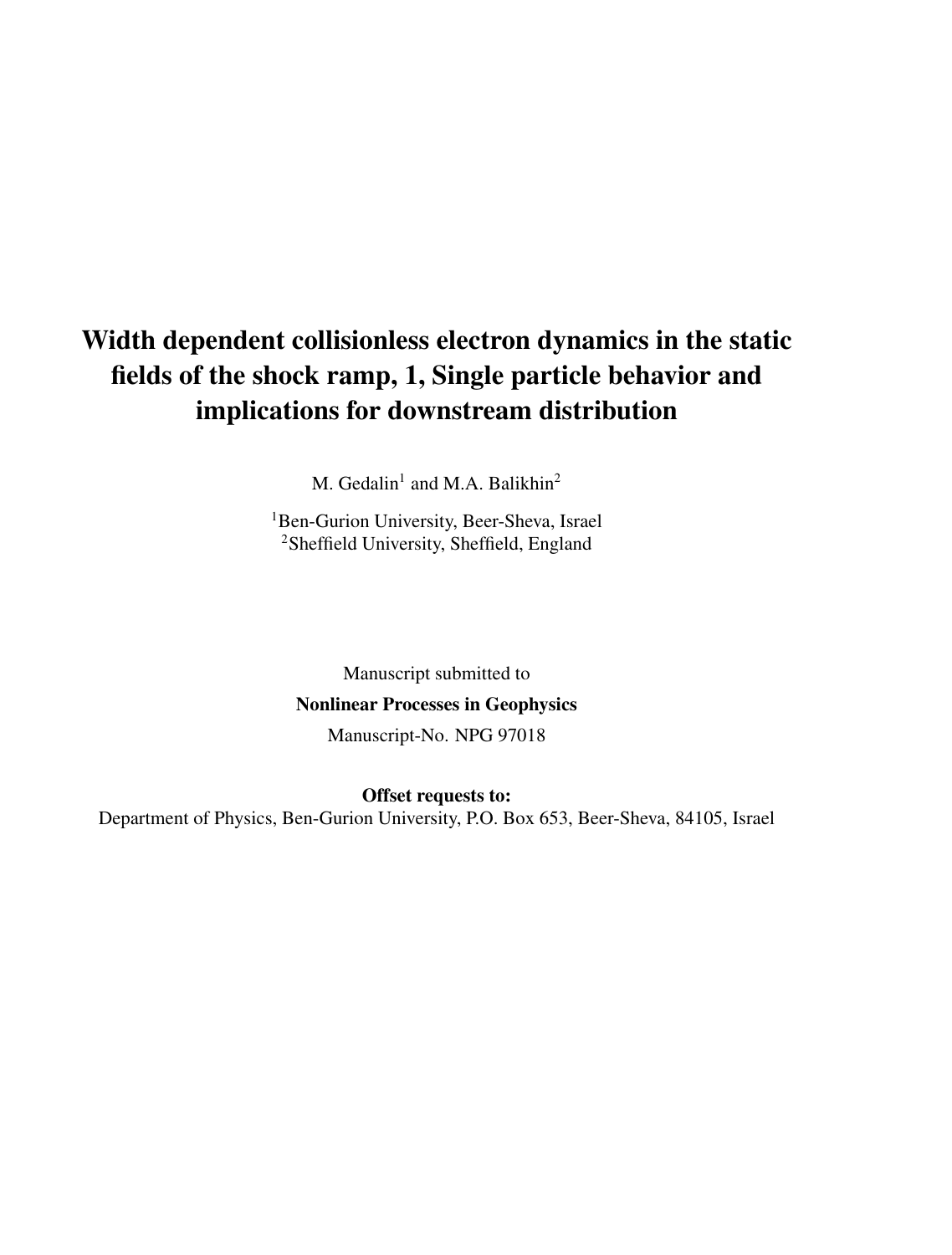# Width dependent collisionless electron dynamics in the static fields of the shock ramp, 1, Single particle behavior and implications for downstream distribution

M. Gedalin[1] and M.A. Balikhin[2]

[1]Ben-Gurion University, Beer-Sheva, Israel
[2]Sheffield University, Sheffield, England

Manuscript submitted to

**Nonlinear Processes in Geophysics**

Manuscript-No. NPG 97018

**Offset requests to:**
Department of Physics, Ben-Gurion University, P.O. Box 653, Beer-Sheva, 84105, Israel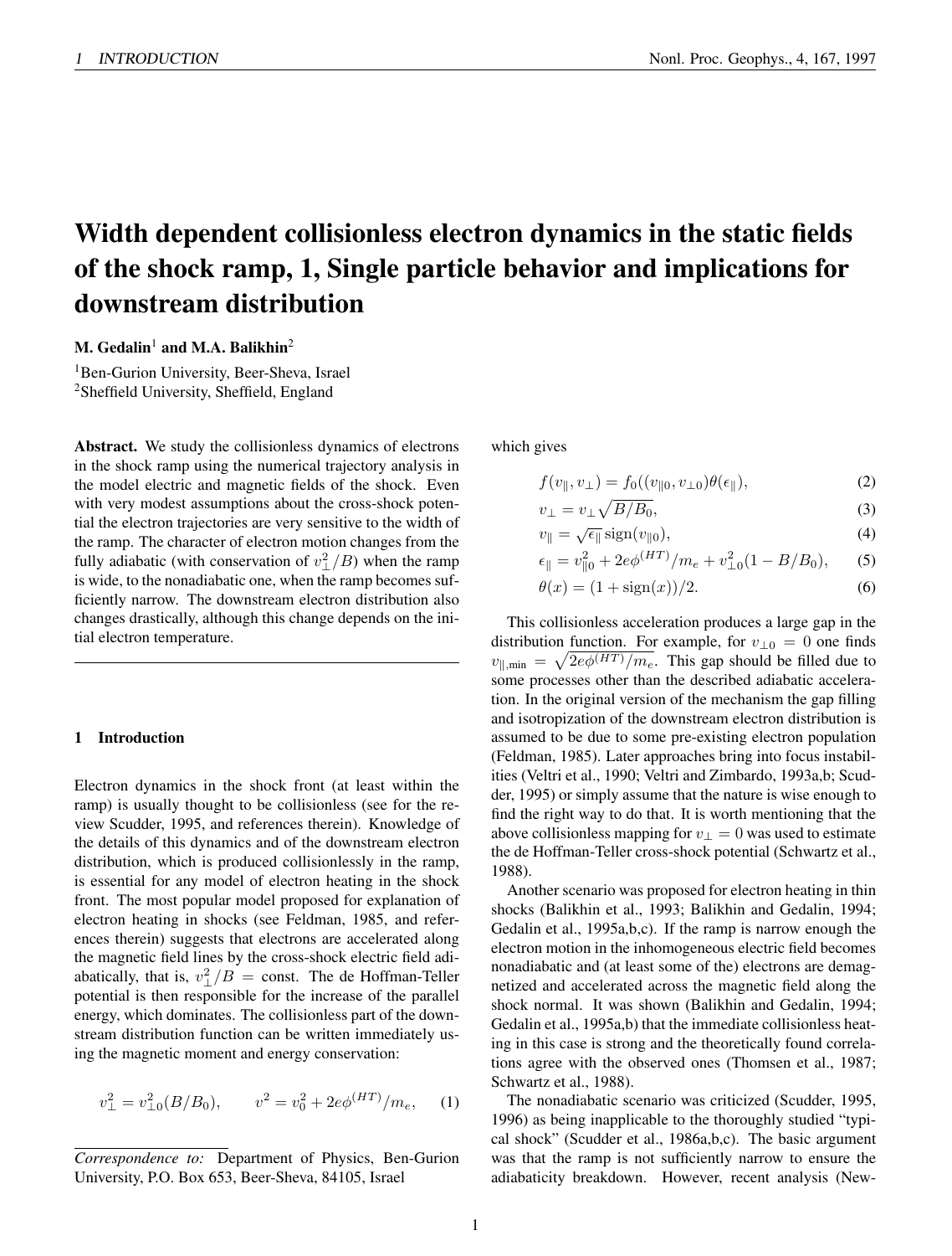# Width dependent collisionless electron dynamics in the static fields of the shock ramp, 1, Single particle behavior and implications for downstream distribution

**M. Gedalin**[1] **and M.A. Balikhin**[2]

[1]Ben-Gurion University, Beer-Sheva, Israel
[2]Sheffield University, Sheffield, England

**Abstract.** We study the collisionless dynamics of electrons in the shock ramp using the numerical trajectory analysis in the model electric and magnetic fields of the shock. Even with very modest assumptions about the cross-shock potential the electron trajectories are very sensitive to the width of the ramp. The character of electron motion changes from the fully adiabatic (with conservation of $v_\perp^2/B$) when the ramp is wide, to the nonadiabatic one, when the ramp becomes sufficiently narrow. The downstream electron distribution also changes drastically, although this change depends on the initial electron temperature.

## 1 Introduction

Electron dynamics in the shock front (at least within the ramp) is usually thought to be collisionless (see for the review Scudder, 1995, and references therein). Knowledge of the details of this dynamics and of the downstream electron distribution, which is produced collisionlessly in the ramp, is essential for any model of electron heating in the shock front. The most popular model proposed for explanation of electron heating in shocks (see Feldman, 1985, and references therein) suggests that electrons are accelerated along the magnetic field lines by the cross-shock electric field adiabatically, that is, $v_\perp^2/B = \text{const}$. The de Hoffman-Teller potential is then responsible for the increase of the parallel energy, which dominates. The collisionless part of the downstream distribution function can be written immediately using the magnetic moment and energy conservation:

$$v_\perp^2 = v_{\perp 0}^2(B/B_0), \qquad v^2 = v_0^2 + 2e\phi^{(HT)}/m_e, \qquad (1)$$

*Correspondence to:* Department of Physics, Ben-Gurion University, P.O. Box 653, Beer-Sheva, 84105, Israel

which gives

$$f(v_\parallel, v_\perp) = f_0((v_{\parallel 0}, v_{\perp 0})\theta(\epsilon_\parallel), \qquad (2)$$

$$v_\perp = v_\perp\sqrt{B/B_0}, \qquad (3)$$

$$v_\parallel = \sqrt{\epsilon_\parallel}\,\text{sign}(v_{\parallel 0}), \qquad (4)$$

$$\epsilon_\parallel = v_{\parallel 0}^2 + 2e\phi^{(HT)}/m_e + v_{\perp 0}^2(1 - B/B_0), \qquad (5)$$

$$\theta(x) = (1 + \text{sign}(x))/2. \qquad (6)$$

This collisionless acceleration produces a large gap in the distribution function. For example, for $v_{\perp 0} = 0$ one finds $v_{\parallel,\min} = \sqrt{2e\phi^{(HT)}/m_e}$. This gap should be filled due to some processes other than the described adiabatic acceleration. In the original version of the mechanism the gap filling and isotropization of the downstream electron distribution is assumed to be due to some pre-existing electron population (Feldman, 1985). Later approaches bring into focus instabilities (Veltri et al., 1990; Veltri and Zimbardo, 1993a,b; Scudder, 1995) or simply assume that the nature is wise enough to find the right way to do that. It is worth mentioning that the above collisionless mapping for $v_\perp = 0$ was used to estimate the de Hoffman-Teller cross-shock potential (Schwartz et al., 1988).

Another scenario was proposed for electron heating in thin shocks (Balikhin et al., 1993; Balikhin and Gedalin, 1994; Gedalin et al., 1995a,b,c). If the ramp is narrow enough the electron motion in the inhomogeneous electric field becomes nonadiabatic and (at least some of the) electrons are demagnetized and accelerated across the magnetic field along the shock normal. It was shown (Balikhin and Gedalin, 1994; Gedalin et al., 1995a,b) that the immediate collisionless heating in this case is strong and the theoretically found correlations agree with the observed ones (Thomsen et al., 1987; Schwartz et al., 1988).

The nonadiabatic scenario was criticized (Scudder, 1995, 1996) as being inapplicable to the thoroughly studied "typical shock" (Scudder et al., 1986a,b,c). The basic argument was that the ramp is not sufficiently narrow to ensure the adiabaticity breakdown. However, recent analysis (New-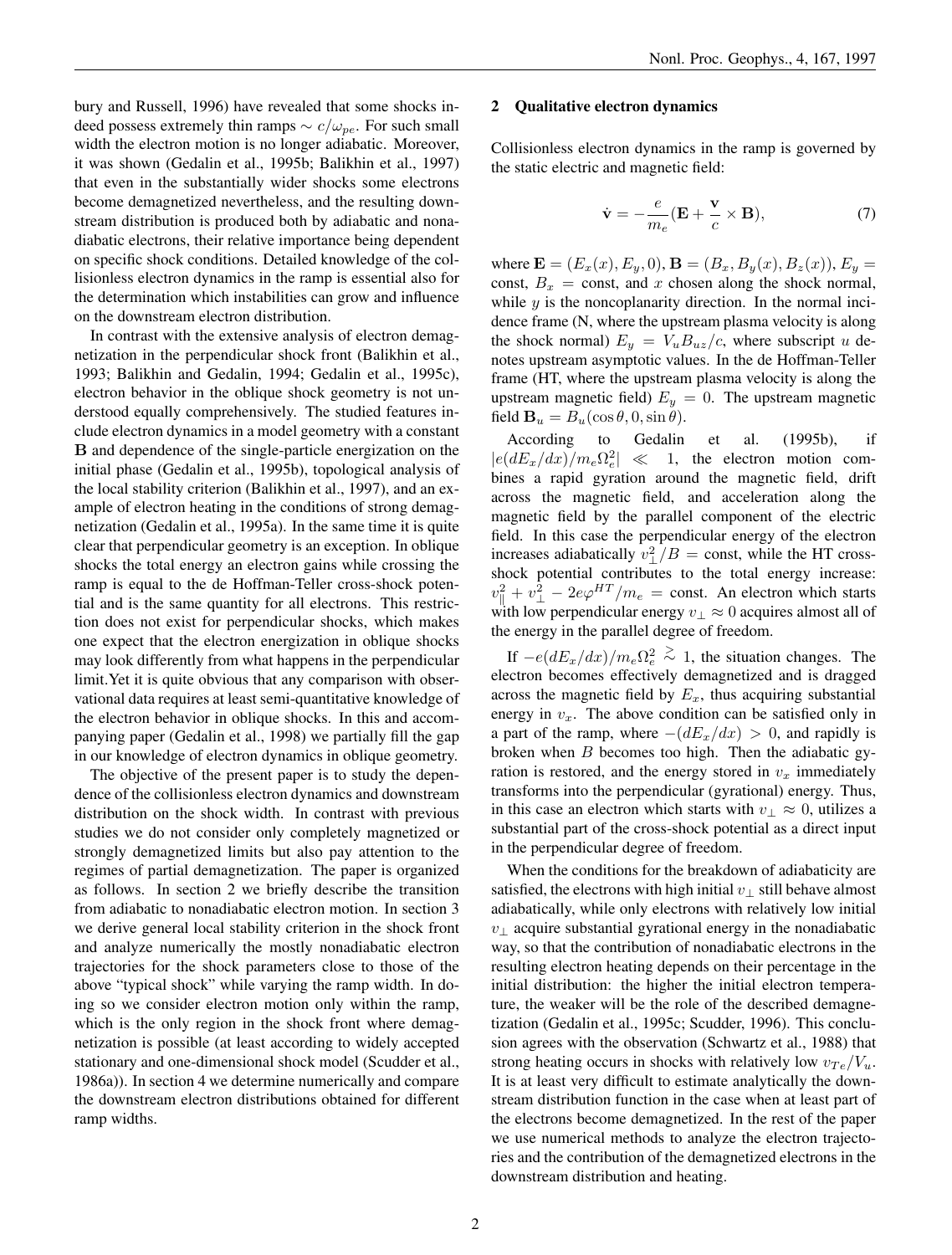bury and Russell, 1996) have revealed that some shocks indeed possess extremely thin ramps $\sim c/\omega_{pe}$. For such small width the electron motion is no longer adiabatic. Moreover, it was shown (Gedalin et al., 1995b; Balikhin et al., 1997) that even in the substantially wider shocks some electrons become demagnetized nevertheless, and the resulting downstream distribution is produced both by adiabatic and nonadiabatic electrons, their relative importance being dependent on specific shock conditions. Detailed knowledge of the collisionless electron dynamics in the ramp is essential also for the determination which instabilities can grow and influence on the downstream electron distribution.

In contrast with the extensive analysis of electron demagnetization in the perpendicular shock front (Balikhin et al., 1993; Balikhin and Gedalin, 1994; Gedalin et al., 1995c), electron behavior in the oblique shock geometry is not understood equally comprehensively. The studied features include electron dynamics in a model geometry with a constant $\mathbf{B}$ and dependence of the single-particle energization on the initial phase (Gedalin et al., 1995b), topological analysis of the local stability criterion (Balikhin et al., 1997), and an example of electron heating in the conditions of strong demagnetization (Gedalin et al., 1995a). In the same time it is quite clear that perpendicular geometry is an exception. In oblique shocks the total energy an electron gains while crossing the ramp is equal to the de Hoffman-Teller cross-shock potential and is the same quantity for all electrons. This restriction does not exist for perpendicular shocks, which makes one expect that the electron energization in oblique shocks may look differently from what happens in the perpendicular limit.Yet it is quite obvious that any comparison with observational data requires at least semi-quantitative knowledge of the electron behavior in oblique shocks. In this and accompanying paper (Gedalin et al., 1998) we partially fill the gap in our knowledge of electron dynamics in oblique geometry.

The objective of the present paper is to study the dependence of the collisionless electron dynamics and downstream distribution on the shock width. In contrast with previous studies we do not consider only completely magnetized or strongly demagnetized limits but also pay attention to the regimes of partial demagnetization. The paper is organized as follows. In section 2 we briefly describe the transition from adiabatic to nonadiabatic electron motion. In section 3 we derive general local stability criterion in the shock front and analyze numerically the mostly nonadiabatic electron trajectories for the shock parameters close to those of the above "typical shock" while varying the ramp width. In doing so we consider electron motion only within the ramp, which is the only region in the shock front where demagnetization is possible (at least according to widely accepted stationary and one-dimensional shock model (Scudder et al., 1986a)). In section 4 we determine numerically and compare the downstream electron distributions obtained for different ramp widths.

## 2 Qualitative electron dynamics

Collisionless electron dynamics in the ramp is governed by the static electric and magnetic field:

$$\dot{\mathbf{v}} = -\frac{e}{m_e}(\mathbf{E} + \frac{\mathbf{v}}{c} \times \mathbf{B}), \tag{7}$$

where $\mathbf{E} = (E_x(x), E_y, 0)$, $\mathbf{B} = (B_x, B_y(x), B_z(x))$, $E_y =$ const, $B_x =$ const, and $x$ chosen along the shock normal, while $y$ is the noncoplanarity direction. In the normal incidence frame (N, where the upstream plasma velocity is along the shock normal) $E_y = V_u B_{uz}/c$, where subscript $u$ denotes upstream asymptotic values. In the de Hoffman-Teller frame (HT, where the upstream plasma velocity is along the upstream magnetic field) $E_y = 0$. The upstream magnetic field $\mathbf{B}_u = B_u(\cos\theta, 0, \sin\theta)$.

According to Gedalin et al. (1995b), if $|e(dE_x/dx)/m_e\Omega_e^2| \ll 1$, the electron motion combines a rapid gyration around the magnetic field, drift across the magnetic field, and acceleration along the magnetic field by the parallel component of the electric field. In this case the perpendicular energy of the electron increases adiabatically $v_\perp^2/B =$ const, while the HT cross-shock potential contributes to the total energy increase: $v_\parallel^2 + v_\perp^2 - 2e\varphi^{HT}/m_e =$ const. An electron which starts with low perpendicular energy $v_\perp \approx 0$ acquires almost all of the energy in the parallel degree of freedom.

If $-e(dE_x/dx)/m_e\Omega_e^2 \gtrsim 1$, the situation changes. The electron becomes effectively demagnetized and is dragged across the magnetic field by $E_x$, thus acquiring substantial energy in $v_x$. The above condition can be satisfied only in a part of the ramp, where $-(dE_x/dx) > 0$, and rapidly is broken when $B$ becomes too high. Then the adiabatic gyration is restored, and the energy stored in $v_x$ immediately transforms into the perpendicular (gyrational) energy. Thus, in this case an electron which starts with $v_\perp \approx 0$, utilizes a substantial part of the cross-shock potential as a direct input in the perpendicular degree of freedom.

When the conditions for the breakdown of adiabaticity are satisfied, the electrons with high initial $v_\perp$ still behave almost adiabatically, while only electrons with relatively low initial $v_\perp$ acquire substantial gyrational energy in the nonadiabatic way, so that the contribution of nonadiabatic electrons in the resulting electron heating depends on their percentage in the initial distribution: the higher the initial electron temperature, the weaker will be the role of the described demagnetization (Gedalin et al., 1995c; Scudder, 1996). This conclusion agrees with the observation (Schwartz et al., 1988) that strong heating occurs in shocks with relatively low $v_{Te}/V_u$. It is at least very difficult to estimate analytically the downstream distribution function in the case when at least part of the electrons become demagnetized. In the rest of the paper we use numerical methods to analyze the electron trajectories and the contribution of the demagnetized electrons in the downstream distribution and heating.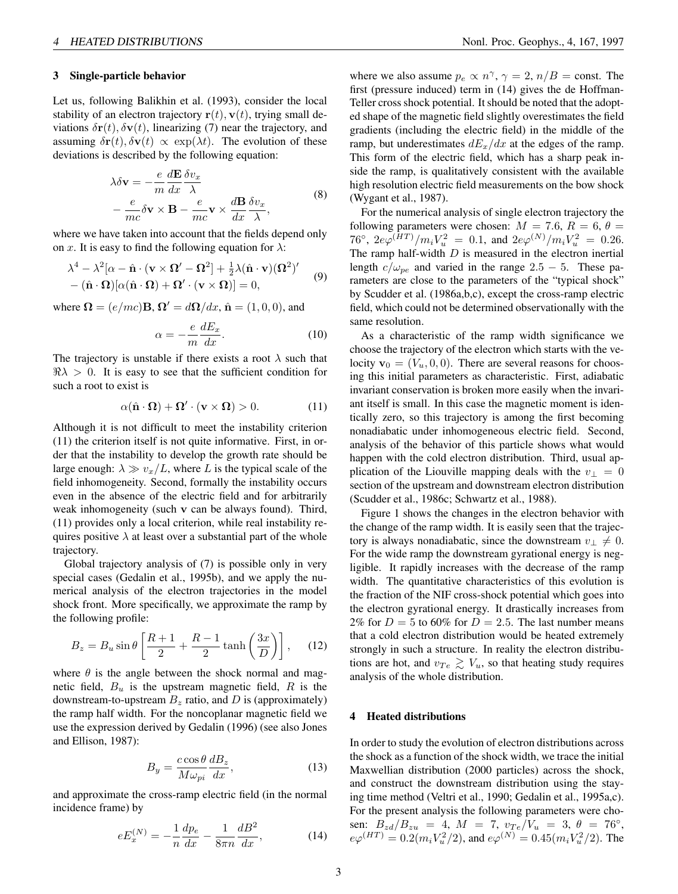## 3 Single-particle behavior

Let us, following Balikhin et al. (1993), consider the local stability of an electron trajectory $\mathbf{r}(t), \mathbf{v}(t)$, trying small deviations $\delta\mathbf{r}(t), \delta\mathbf{v}(t)$, linearizing (7) near the trajectory, and assuming $\delta\mathbf{r}(t), \delta\mathbf{v}(t) \propto \exp(\lambda t)$. The evolution of these deviations is described by the following equation:

$$\lambda\delta\mathbf{v} = -\frac{e}{m}\frac{d\mathbf{E}}{dx}\frac{\delta v_x}{\lambda} - \frac{e}{mc}\delta\mathbf{v}\times\mathbf{B} - \frac{e}{mc}\mathbf{v}\times\frac{d\mathbf{B}}{dx}\frac{\delta v_x}{\lambda}, \tag{8}$$

where we have taken into account that the fields depend only on $x$. It is easy to find the following equation for $\lambda$:

$$\lambda^4 - \lambda^2[\alpha - \hat{\mathbf{n}}\cdot(\mathbf{v}\times\mathbf{\Omega}' - \mathbf{\Omega}^2] + \frac{1}{2}\lambda(\hat{\mathbf{n}}\cdot\mathbf{v})(\mathbf{\Omega}^2)' - (\hat{\mathbf{n}}\cdot\mathbf{\Omega})[\alpha(\hat{\mathbf{n}}\cdot\mathbf{\Omega}) + \mathbf{\Omega}'\cdot(\mathbf{v}\times\mathbf{\Omega})] = 0, \tag{9}$$

where $\mathbf{\Omega} = (e/mc)\mathbf{B}$, $\mathbf{\Omega}' = d\mathbf{\Omega}/dx$, $\hat{\mathbf{n}} = (1,0,0)$, and

$$\alpha = -\frac{e}{m}\frac{dE_x}{dx}. \tag{10}$$

The trajectory is unstable if there exists a root $\lambda$ such that $\Re\lambda > 0$. It is easy to see that the sufficient condition for such a root to exist is

$$\alpha(\hat{\mathbf{n}}\cdot\mathbf{\Omega}) + \mathbf{\Omega}'\cdot(\mathbf{v}\times\mathbf{\Omega}) > 0. \tag{11}$$

Although it is not difficult to meet the instability criterion (11) the criterion itself is not quite informative. First, in order that the instability to develop the growth rate should be large enough: $\lambda \gg v_x/L$, where $L$ is the typical scale of the field inhomogeneity. Second, formally the instability occurs even in the absence of the electric field and for arbitrarily weak inhomogeneity (such $\mathbf{v}$ can be always found). Third, (11) provides only a local criterion, while real instability requires positive $\lambda$ at least over a substantial part of the whole trajectory.

Global trajectory analysis of (7) is possible only in very special cases (Gedalin et al., 1995b), and we apply the numerical analysis of the electron trajectories in the model shock front. More specifically, we approximate the ramp by the following profile:

$$B_z = B_u \sin\theta\left[\frac{R+1}{2} + \frac{R-1}{2}\tanh\left(\frac{3x}{D}\right)\right], \tag{12}$$

where $\theta$ is the angle between the shock normal and magnetic field, $B_u$ is the upstream magnetic field, $R$ is the downstream-to-upstream $B_z$ ratio, and $D$ is (approximately) the ramp half width. For the noncoplanar magnetic field we use the expression derived by Gedalin (1996) (see also Jones and Ellison, 1987):

$$B_y = \frac{c\cos\theta}{M\omega_{pi}}\frac{dB_z}{dx}, \tag{13}$$

and approximate the cross-ramp electric field (in the normal incidence frame) by

$$eE_x^{(N)} = -\frac{1}{n}\frac{dp_e}{dx} - \frac{1}{8\pi n}\frac{dB^2}{dx}, \tag{14}$$

where we also assume $p_e \propto n^\gamma$, $\gamma = 2$, $n/B = \text{const}$. The first (pressure induced) term in (14) gives the de Hoffman-Teller cross shock potential. It should be noted that the adopted shape of the magnetic field slightly overestimates the field gradients (including the electric field) in the middle of the ramp, but underestimates $dE_x/dx$ at the edges of the ramp. This form of the electric field, which has a sharp peak inside the ramp, is qualitatively consistent with the available high resolution electric field measurements on the bow shock (Wygant et al., 1987).

For the numerical analysis of single electron trajectory the following parameters were chosen: $M = 7.6$, $R = 6$, $\theta = 76^\circ$, $2e\varphi^{(HT)}/m_iV_u^2 = 0.1$, and $2e\varphi^{(N)}/m_iV_u^2 = 0.26$. The ramp half-width $D$ is measured in the electron inertial length $c/\omega_{pe}$ and varied in the range $2.5 - 5$. These parameters are close to the parameters of the "typical shock" by Scudder et al. (1986a,b,c), except the cross-ramp electric field, which could not be determined observationally with the same resolution.

As a characteristic of the ramp width significance we choose the trajectory of the electron which starts with the velocity $\mathbf{v}_0 = (V_u, 0, 0)$. There are several reasons for choosing this initial parameters as characteristic. First, adiabatic invariant conservation is broken more easily when the invariant itself is small. In this case the magnetic moment is identically zero, so this trajectory is among the first becoming nonadiabatic under inhomogeneous electric field. Second, analysis of the behavior of this particle shows what would happen with the cold electron distribution. Third, usual application of the Liouville mapping deals with the $v_\perp = 0$ section of the upstream and downstream electron distribution (Scudder et al., 1986c; Schwartz et al., 1988).

Figure 1 shows the changes in the electron behavior with the change of the ramp width. It is easily seen that the trajectory is always nonadiabatic, since the downstream $v_\perp \neq 0$. For the wide ramp the downstream gyrational energy is negligible. It rapidly increases with the decrease of the ramp width. The quantitative characteristics of this evolution is the fraction of the NIF cross-shock potential which goes into the electron gyrational energy. It drastically increases from 2% for $D = 5$ to 60% for $D = 2.5$. The last number means that a cold electron distribution would be heated extremely strongly in such a structure. In reality the electron distributions are hot, and $v_{Te} \gtrsim V_u$, so that heating study requires analysis of the whole distribution.

## 4 Heated distributions

In order to study the evolution of electron distributions across the shock as a function of the shock width, we trace the initial Maxwellian distribution (2000 particles) across the shock, and construct the downstream distribution using the staying time method (Veltri et al., 1990; Gedalin et al., 1995a,c). For the present analysis the following parameters were chosen: $B_{zd}/B_{zu} = 4$, $M = 7$, $v_{Te}/V_u = 3$, $\theta = 76^\circ$, $e\varphi^{(HT)} = 0.2(m_iV_u^2/2)$, and $e\varphi^{(N)} = 0.45(m_iV_u^2/2)$. The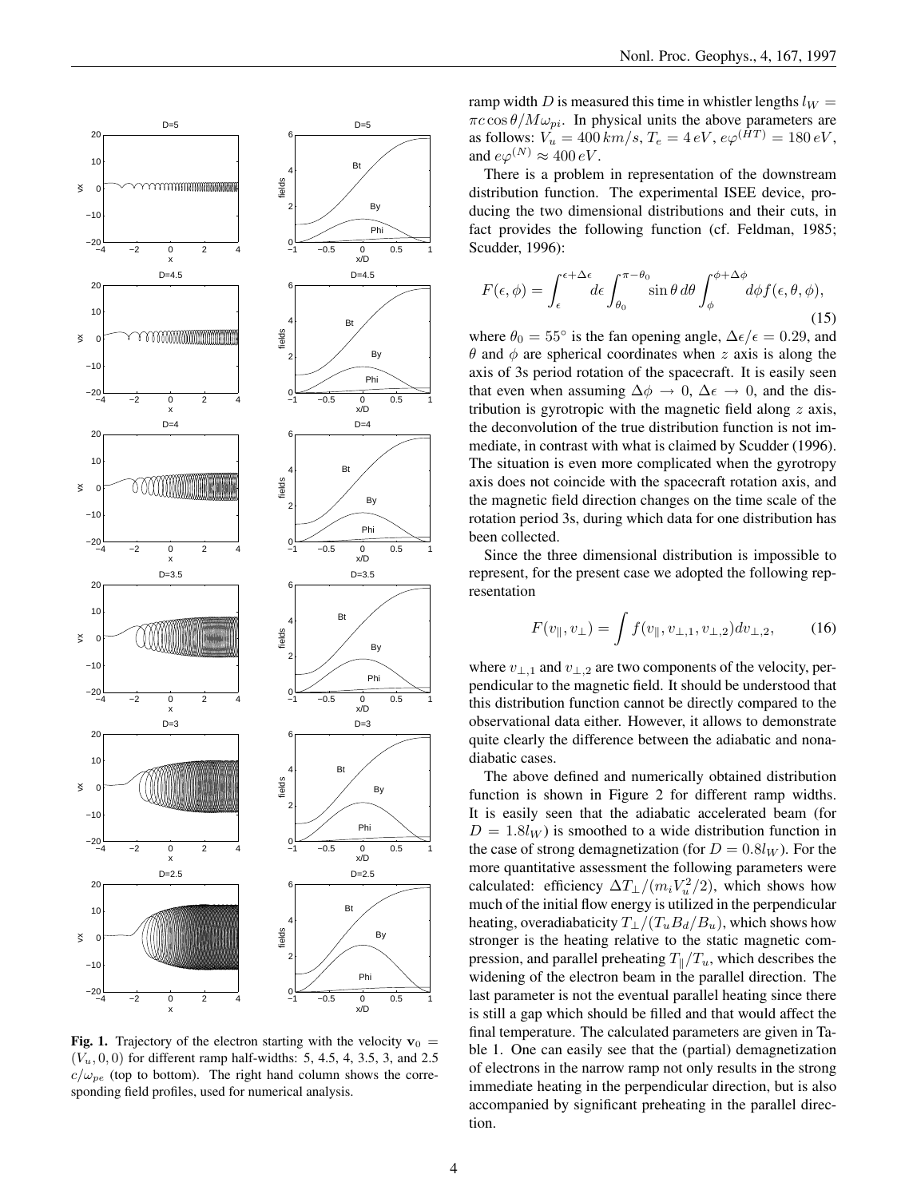D=5

20
10
vx 0
−10
−20
−4 −2 0 2 4
x

D=5

6
4
fields
2
0
−1 −0.5 0 0.5 1
x/D

Bt
By
Phi

D=4.5

20
10
vx 0
−10
−20
−4 −2 0 2 4
x

D=4.5

6
4
fields
2
0
−1 −0.5 0 0.5 1
x/D

Bt
By
Phi

D=4

20
10
vx 0
−10
−20
−4 −2 0 2 4
x

D=4

6
4
fields
2
0
−1 −0.5 0 0.5 1
x/D

Bt
By
Phi

D=3.5

20
10
vx 0
−10
−20
−4 −2 0 2 4
x

D=3.5

6
4
fields
2
0
−1 −0.5 0 0.5 1
x/D

Bt
By
Phi

D=3

20
10
vx 0
−10
−20
−4 −2 0 2 4
x

D=3

6
4
fields
2
0
−1 −0.5 0 0.5 1
x/D

Bt
By
Phi

D=2.5

20
10
vx 0
−10
−20
−4 −2 0 2 4
x

D=2.5

6
4
fields
2
0
−1 −0.5 0 0.5 1
x/D

Bt
By
Phi

**Fig. 1.** Trajectory of the electron starting with the velocity $\mathbf{v}_0 = (V_u, 0, 0)$ for different ramp half-widths: 5, 4.5, 4, 3.5, 3, and 2.5 $c/\omega_{pe}$ (top to bottom). The right hand column shows the corresponding field profiles, used for numerical analysis.

ramp width $D$ is measured this time in whistler lengths $l_W = \pi c \cos\theta / M\omega_{pi}$. In physical units the above parameters are as follows: $V_u = 400\,km/s$, $T_e = 4\,eV$, $e\varphi^{(HT)} = 180\,eV$, and $e\varphi^{(N)} \approx 400\,eV$.

There is a problem in representation of the downstream distribution function. The experimental ISEE device, producing the two dimensional distributions and their cuts, in fact provides the following function (cf. Feldman, 1985; Scudder, 1996):

$$F(\epsilon, \phi) = \int_{\epsilon}^{\epsilon+\Delta\epsilon} d\epsilon \int_{\theta_0}^{\pi-\theta_0} \sin\theta \, d\theta \int_{\phi}^{\phi+\Delta\phi} d\phi f(\epsilon, \theta, \phi), \tag{15}$$

where $\theta_0 = 55^\circ$ is the fan opening angle, $\Delta\epsilon/\epsilon = 0.29$, and $\theta$ and $\phi$ are spherical coordinates when $z$ axis is along the axis of 3s period rotation of the spacecraft. It is easily seen that even when assuming $\Delta\phi \to 0$, $\Delta\epsilon \to 0$, and the distribution is gyrotropic with the magnetic field along $z$ axis, the deconvolution of the true distribution function is not immediate, in contrast with what is claimed by Scudder (1996). The situation is even more complicated when the gyrotropy axis does not coincide with the spacecraft rotation axis, and the magnetic field direction changes on the time scale of the rotation period 3s, during which data for one distribution has been collected.

Since the three dimensional distribution is impossible to represent, for the present case we adopted the following representation

$$F(v_\parallel, v_\perp) = \int f(v_\parallel, v_{\perp,1}, v_{\perp,2}) dv_{\perp,2}, \tag{16}$$

where $v_{\perp,1}$ and $v_{\perp,2}$ are two components of the velocity, perpendicular to the magnetic field. It should be understood that this distribution function cannot be directly compared to the observational data either. However, it allows to demonstrate quite clearly the difference between the adiabatic and nonadiabatic cases.

The above defined and numerically obtained distribution function is shown in Figure 2 for different ramp widths. It is easily seen that the adiabatic accelerated beam (for $D = 1.8 l_W$) is smoothed to a wide distribution function in the case of strong demagnetization (for $D = 0.8 l_W$). For the more quantitative assessment the following parameters were calculated: efficiency $\Delta T_\perp / (m_i V_u^2/2)$, which shows how much of the initial flow energy is utilized in the perpendicular heating, overadiabaticity $T_\perp / (T_u B_d / B_u)$, which shows how stronger is the heating relative to the static magnetic compression, and parallel preheating $T_\parallel / T_u$, which describes the widening of the electron beam in the parallel direction. The last parameter is not the eventual parallel heating since there is still a gap which should be filled and that would affect the final temperature. The calculated parameters are given in Table 1. One can easily see that the (partial) demagnetization of electrons in the narrow ramp not only results in the strong immediate heating in the perpendicular direction, but is also accompanied by significant preheating in the parallel direction.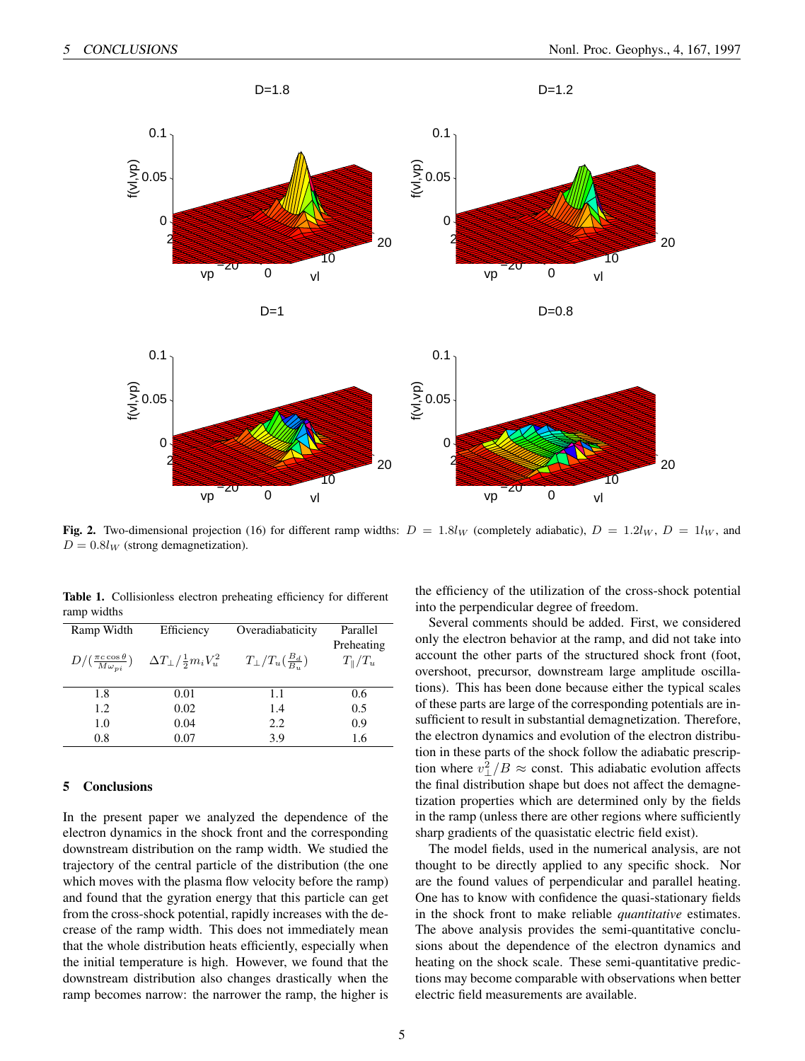**Fig. 2.** Two-dimensional projection (16) for different ramp widths: $D = 1.8 l_W$ (completely adiabatic), $D = 1.2 l_W$, $D = 1 l_W$, and $D = 0.8 l_W$ (strong demagnetization).

**Table 1.** Collisionless electron preheating efficiency for different ramp widths

| Ramp Width | Efficiency | Overadiabaticity | Parallel Preheating |
|---|---|---|---|
| $D/(\frac{\pi c \cos\theta}{M \omega_{pi}})$ | $\Delta T_\perp / \frac{1}{2} m_i V_u^2$ | $T_\perp / T_u (\frac{B_d}{B_u})$ | $T_\parallel / T_u$ |
| 1.8 | 0.01 | 1.1 | 0.6 |
| 1.2 | 0.02 | 1.4 | 0.5 |
| 1.0 | 0.04 | 2.2 | 0.9 |
| 0.8 | 0.07 | 3.9 | 1.6 |

## 5 Conclusions

In the present paper we analyzed the dependence of the electron dynamics in the shock front and the corresponding downstream distribution on the ramp width. We studied the trajectory of the central particle of the distribution (the one which moves with the plasma flow velocity before the ramp) and found that the gyration energy that this particle can get from the cross-shock potential, rapidly increases with the decrease of the ramp width. This does not immediately mean that the whole distribution heats efficiently, especially when the initial temperature is high. However, we found that the downstream distribution also changes drastically when the ramp becomes narrow: the narrower the ramp, the higher is the efficiency of the utilization of the cross-shock potential into the perpendicular degree of freedom.

Several comments should be added. First, we considered only the electron behavior at the ramp, and did not take into account the other parts of the structured shock front (foot, overshoot, precursor, downstream large amplitude oscillations). This has been done because either the typical scales of these parts are large of the corresponding potentials are insufficient to result in substantial demagnetization. Therefore, the electron dynamics and evolution of the electron distribution in these parts of the shock follow the adiabatic prescription where $v_\perp^2/B \approx$ const. This adiabatic evolution affects the final distribution shape but does not affect the demagnetization properties which are determined only by the fields in the ramp (unless there are other regions where sufficiently sharp gradients of the quasistatic electric field exist).

The model fields, used in the numerical analysis, are not thought to be directly applied to any specific shock. Nor are the found values of perpendicular and parallel heating. One has to know with confidence the quasi-stationary fields in the shock front to make reliable *quantitative* estimates. The above analysis provides the semi-quantitative conclusions about the dependence of the electron dynamics and heating on the shock scale. These semi-quantitative predictions may become comparable with observations when better electric field measurements are available.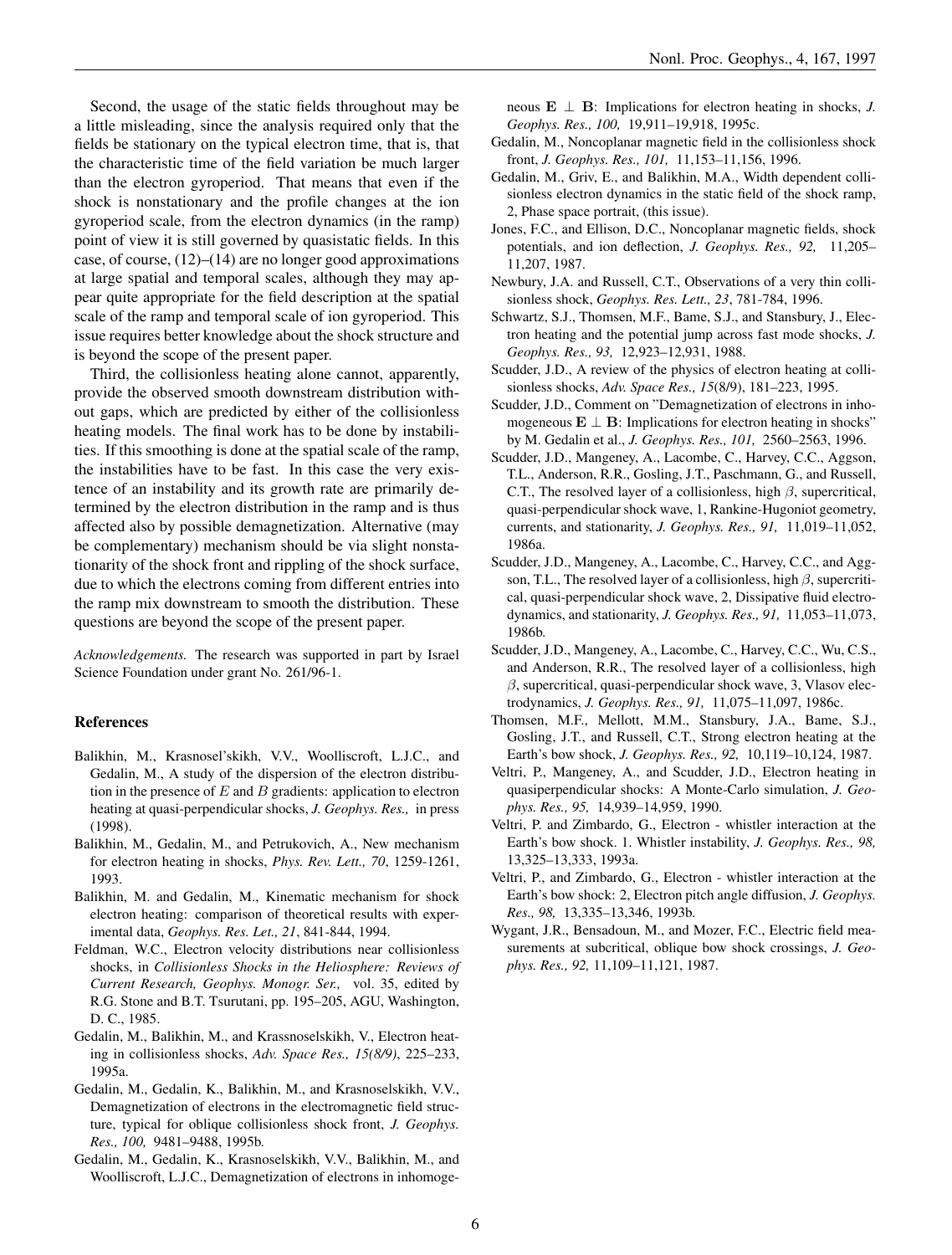Second, the usage of the static fields throughout may be a little misleading, since the analysis required only that the fields be stationary on the typical electron time, that is, that the characteristic time of the field variation be much larger than the electron gyroperiod. That means that even if the shock is nonstationary and the profile changes at the ion gyroperiod scale, from the electron dynamics (in the ramp) point of view it is still governed by quasistatic fields. In this case, of course, (12)–(14) are no longer good approximations at large spatial and temporal scales, although they may appear quite appropriate for the field description at the spatial scale of the ramp and temporal scale of ion gyroperiod. This issue requires better knowledge about the shock structure and is beyond the scope of the present paper.

Third, the collisionless heating alone cannot, apparently, provide the observed smooth downstream distribution without gaps, which are predicted by either of the collisionless heating models. The final work has to be done by instabilities. If this smoothing is done at the spatial scale of the ramp, the instabilities have to be fast. In this case the very existence of an instability and its growth rate are primarily determined by the electron distribution in the ramp and is thus affected also by possible demagnetization. Alternative (may be complementary) mechanism should be via slight nonstationarity of the shock front and rippling of the shock surface, due to which the electrons coming from different entries into the ramp mix downstream to smooth the distribution. These questions are beyond the scope of the present paper.

*Acknowledgements.* The research was supported in part by Israel Science Foundation under grant No. 261/96-1.

## References

Balikhin, M., Krasnosel'skikh, V.V., Woolliscroft, L.J.C., and Gedalin, M., A study of the dispersion of the electron distribution in the presence of $E$ and $B$ gradients: application to electron heating at quasi-perpendicular shocks, *J. Geophys. Res.,* in press (1998).

Balikhin, M., Gedalin, M., and Petrukovich, A., New mechanism for electron heating in shocks, *Phys. Rev. Lett., 70*, 1259-1261, 1993.

Balikhin, M. and Gedalin, M., Kinematic mechanism for shock electron heating: comparison of theoretical results with experimental data, *Geophys. Res. Let., 21*, 841-844, 1994.

Feldman, W.C., Electron velocity distributions near collisionless shocks, in *Collisionless Shocks in the Heliosphere: Reviews of Current Research, Geophys. Monogr. Ser.,* vol. 35, edited by R.G. Stone and B.T. Tsurutani, pp. 195–205, AGU, Washington, D. C., 1985.

Gedalin, M., Balikhin, M., and Krassnoselskikh, V., Electron heating in collisionless shocks, *Adv. Space Res., 15(8/9)*, 225–233, 1995a.

Gedalin, M., Gedalin, K., Balikhin, M., and Krasnoselskikh, V.V., Demagnetization of electrons in the electromagnetic field structure, typical for oblique collisionless shock front, *J. Geophys. Res., 100,* 9481–9488, 1995b.

Gedalin, M., Gedalin, K., Krasnoselskikh, V.V., Balikhin, M., and Woolliscroft, L.J.C., Demagnetization of electrons in inhomogeneous $\mathbf{E} \perp \mathbf{B}$: Implications for electron heating in shocks, *J. Geophys. Res., 100,* 19,911–19,918, 1995c.

Gedalin, M., Noncoplanar magnetic field in the collisionless shock front, *J. Geophys. Res., 101,* 11,153–11,156, 1996.

Gedalin, M., Griv, E., and Balikhin, M.A., Width dependent collisionless electron dynamics in the static field of the shock ramp, 2, Phase space portrait, (this issue).

Jones, F.C., and Ellison, D.C., Noncoplanar magnetic fields, shock potentials, and ion deflection, *J. Geophys. Res., 92,* 11,205–11,207, 1987.

Newbury, J.A. and Russell, C.T., Observations of a very thin collisionless shock, *Geophys. Res. Lett., 23*, 781-784, 1996.

Schwartz, S.J., Thomsen, M.F., Bame, S.J., and Stansbury, J., Electron heating and the potential jump across fast mode shocks, *J. Geophys. Res., 93,* 12,923–12,931, 1988.

Scudder, J.D., A review of the physics of electron heating at collisionless shocks, *Adv. Space Res., 15*(8/9), 181–223, 1995.

Scudder, J.D., Comment on "Demagnetization of electrons in inhomogeneous $\mathbf{E} \perp \mathbf{B}$: Implications for electron heating in shocks" by M. Gedalin et al., *J. Geophys. Res., 101,* 2560–2563, 1996.

Scudder, J.D., Mangeney, A., Lacombe, C., Harvey, C.C., Aggson, T.L., Anderson, R.R., Gosling, J.T., Paschmann, G., and Russell, C.T., The resolved layer of a collisionless, high $\beta$, supercritical, quasi-perpendicular shock wave, 1, Rankine-Hugoniot geometry, currents, and stationarity, *J. Geophys. Res., 91,* 11,019–11,052, 1986a.

Scudder, J.D., Mangeney, A., Lacombe, C., Harvey, C.C., and Aggson, T.L., The resolved layer of a collisionless, high $\beta$, supercritical, quasi-perpendicular shock wave, 2, Dissipative fluid electrodynamics, and stationarity, *J. Geophys. Res., 91,* 11,053–11,073, 1986b.

Scudder, J.D., Mangeney, A., Lacombe, C., Harvey, C.C., Wu, C.S., and Anderson, R.R., The resolved layer of a collisionless, high $\beta$, supercritical, quasi-perpendicular shock wave, 3, Vlasov electrodynamics, *J. Geophys. Res., 91,* 11,075–11,097, 1986c.

Thomsen, M.F., Mellott, M.M., Stansbury, J.A., Bame, S.J., Gosling, J.T., and Russell, C.T., Strong electron heating at the Earth's bow shock, *J. Geophys. Res., 92,* 10,119–10,124, 1987.

Veltri, P., Mangeney, A., and Scudder, J.D., Electron heating in quasiperpendicular shocks: A Monte-Carlo simulation, *J. Geophys. Res., 95,* 14,939–14,959, 1990.

Veltri, P. and Zimbardo, G., Electron - whistler interaction at the Earth's bow shock. 1. Whistler instability, *J. Geophys. Res., 98,* 13,325–13,333, 1993a.

Veltri, P., and Zimbardo, G., Electron - whistler interaction at the Earth's bow shock: 2, Electron pitch angle diffusion, *J. Geophys. Res., 98,* 13,335–13,346, 1993b.

Wygant, J.R., Bensadoun, M., and Mozer, F.C., Electric field measurements at subcritical, oblique bow shock crossings, *J. Geophys. Res., 92,* 11,109–11,121, 1987.